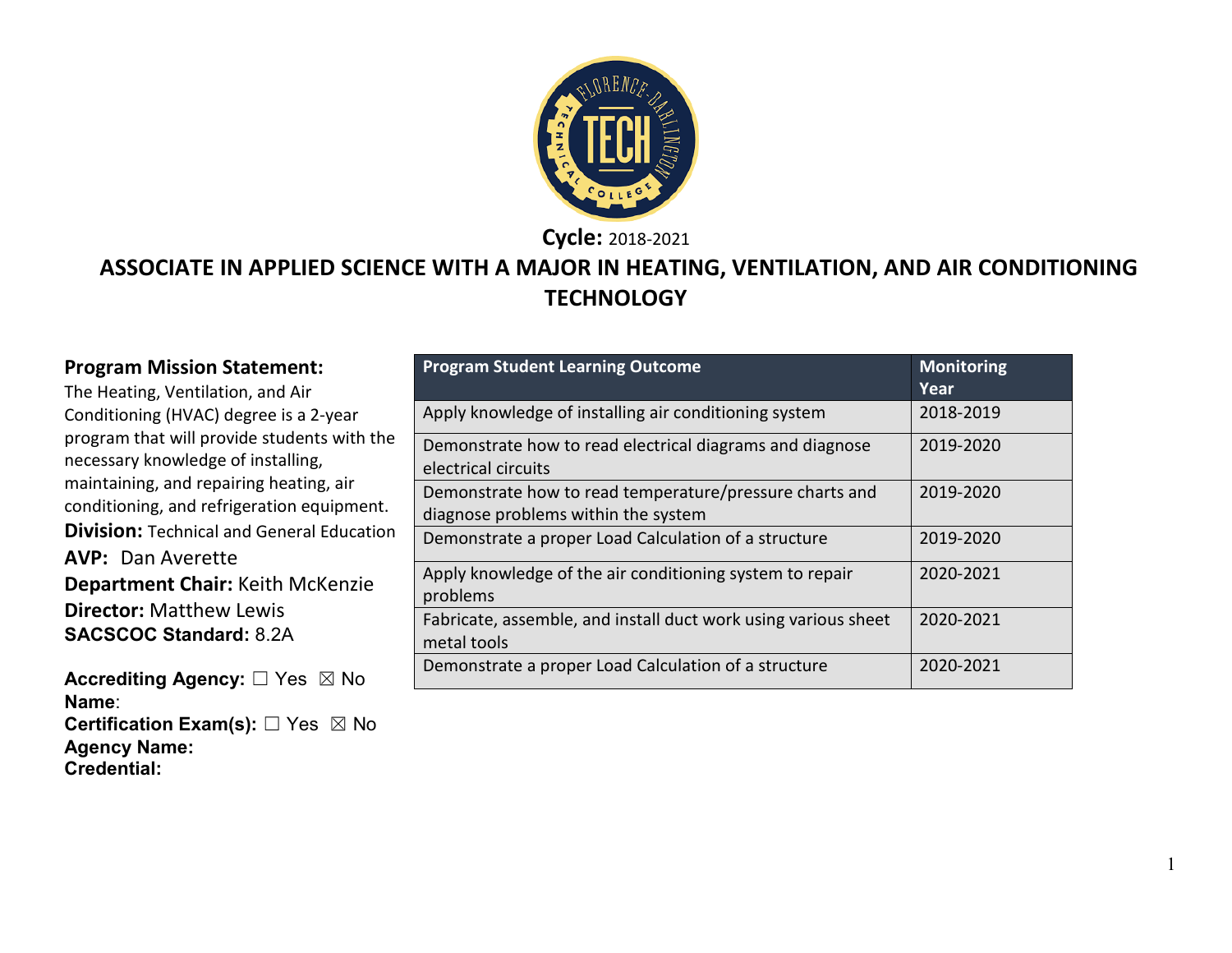**Cycle:** 2018-2021

# ASSOCIATE IN APPLIED SCIENCE WITH A MAJOR IN HEATING, VENTILATION, AND AIR CONDITIONING TECHNOLOGY

**Program Mission Statement:**
The Heating, Ventilation, and Air Conditioning (HVAC) degree is a 2-year program that will provide students with the necessary knowledge of installing, maintaining, and repairing heating, air conditioning, and refrigeration equipment.

**Division:** Technical and General Education
**AVP:** Dan Averette
**Department Chair:** Keith McKenzie
**Director:** Matthew Lewis
**SACSCOC Standard:** 8.2A

**Accrediting Agency:** ☐ Yes ☒ No
**Name**:
**Certification Exam(s):** ☐ Yes ☒ No
**Agency Name:**
**Credential:**

| Program Student Learning Outcome | Monitoring Year |
|---|---|
| Apply knowledge of installing air conditioning system | 2018-2019 |
| Demonstrate how to read electrical diagrams and diagnose electrical circuits | 2019-2020 |
| Demonstrate how to read temperature/pressure charts and diagnose problems within the system | 2019-2020 |
| Demonstrate a proper Load Calculation of a structure | 2019-2020 |
| Apply knowledge of the air conditioning system to repair problems | 2020-2021 |
| Fabricate, assemble, and install duct work using various sheet metal tools | 2020-2021 |
| Demonstrate a proper Load Calculation of a structure | 2020-2021 |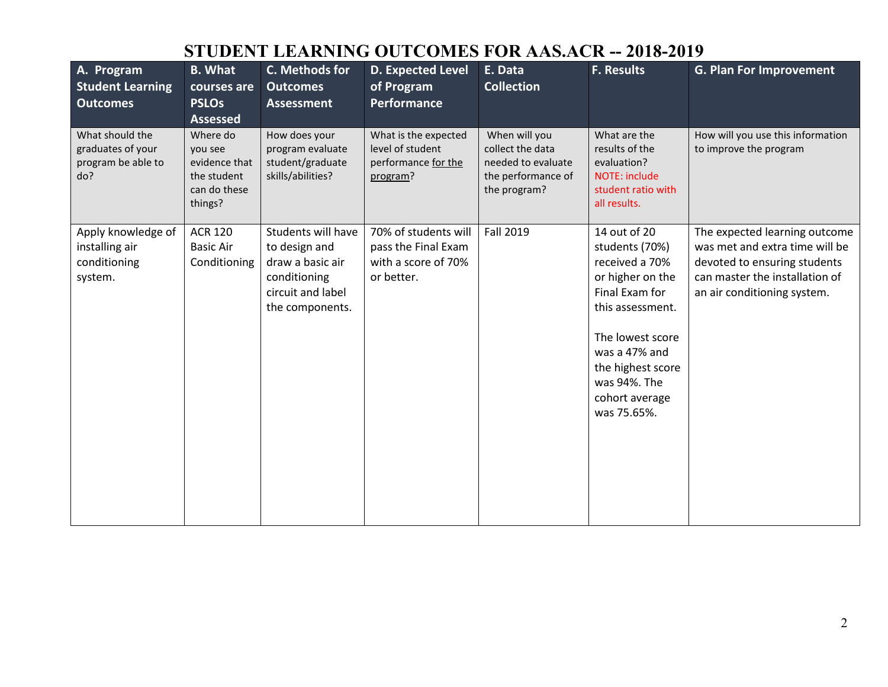# STUDENT LEARNING OUTCOMES FOR AAS.ACR -- 2018-2019

| A. Program Student Learning Outcomes | B. What courses are PSLOs Assessed | C. Methods for Outcomes Assessment | D. Expected Level of Program Performance | E. Data Collection | F. Results | G. Plan For Improvement |
|---|---|---|---|---|---|---|
| What should the graduates of your program be able to do? | Where do you see evidence that the student can do these things? | How does your program evaluate student/graduate skills/abilities? | What is the expected level of student performance for the program? | When will you collect the data needed to evaluate the performance of the program? | What are the results of the evaluation? NOTE: include student ratio with all results. | How will you use this information to improve the program |
| Apply knowledge of installing air conditioning system. | ACR 120 Basic Air Conditioning | Students will have to design and draw a basic air conditioning circuit and label the components. | 70% of students will pass the Final Exam with a score of 70% or better. | Fall 2019 | 14 out of 20 students (70%) received a 70% or higher on the Final Exam for this assessment.<br><br>The lowest score was a 47% and the highest score was 94%. The cohort average was 75.65%. | The expected learning outcome was met and extra time will be devoted to ensuring students can master the installation of an air conditioning system. |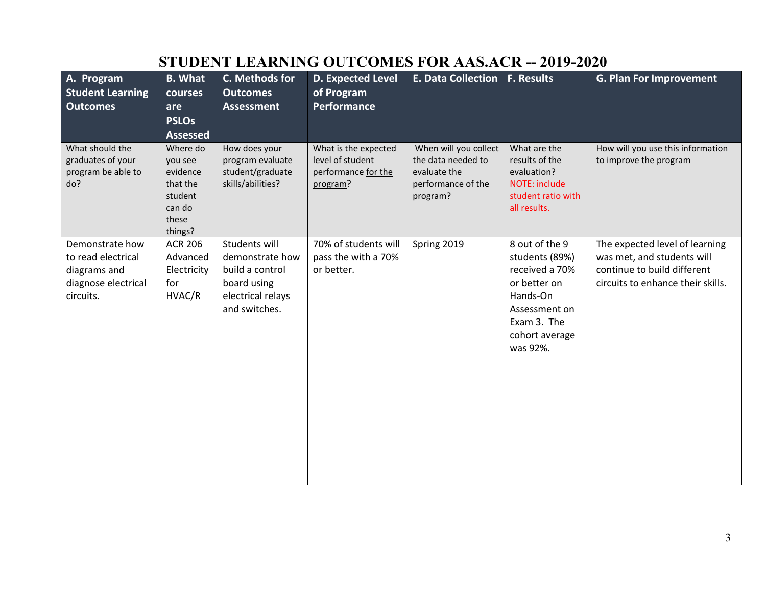# STUDENT LEARNING OUTCOMES FOR AAS.ACR -- 2019-2020

| A. Program Student Learning Outcomes | B. What courses are PSLOs Assessed | C. Methods for Outcomes Assessment | D. Expected Level of Program Performance | E. Data Collection | F. Results | G. Plan For Improvement |
|---|---|---|---|---|---|---|
| What should the graduates of your program be able to do? | Where do you see evidence that the student can do these things? | How does your program evaluate student/graduate skills/abilities? | What is the expected level of student performance for the program? | When will you collect the data needed to evaluate the performance of the program? | What are the results of the evaluation? NOTE: include student ratio with all results. | How will you use this information to improve the program |
| Demonstrate how to read electrical diagrams and diagnose electrical circuits. | ACR 206 Advanced Electricity for HVAC/R | Students will demonstrate how build a control board using electrical relays and switches. | 70% of students will pass the with a 70% or better. | Spring 2019 | 8 out of the 9 students (89%) received a 70% or better on Hands-On Assessment on Exam 3. The cohort average was 92%. | The expected level of learning was met, and students will continue to build different circuits to enhance their skills. |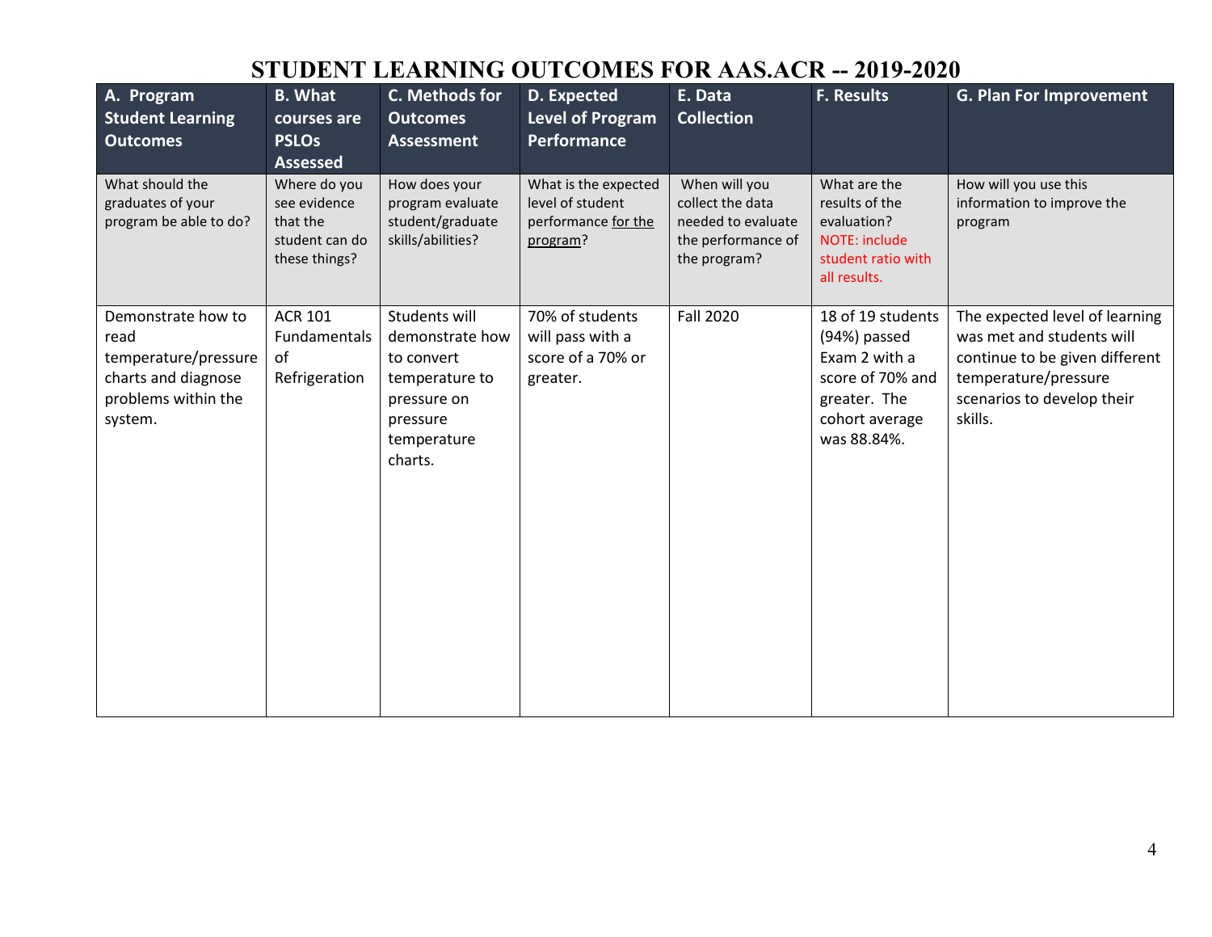# STUDENT LEARNING OUTCOMES FOR AAS.ACR -- 2019-2020

| A. Program Student Learning Outcomes | B. What courses are PSLOs Assessed | C. Methods for Outcomes Assessment | D. Expected Level of Program Performance | E. Data Collection | F. Results | G. Plan For Improvement |
|---|---|---|---|---|---|---|
| What should the graduates of your program be able to do? | Where do you see evidence that the student can do these things? | How does your program evaluate student/graduate skills/abilities? | What is the expected level of student performance for the program? | When will you collect the data needed to evaluate the performance of the program? | What are the results of the evaluation? NOTE: include student ratio with all results. | How will you use this information to improve the program |
| Demonstrate how to read temperature/pressure charts and diagnose problems within the system. | ACR 101 Fundamentals of Refrigeration | Students will demonstrate how to convert temperature to pressure on pressure temperature charts. | 70% of students will pass with a score of a 70% or greater. | Fall 2020 | 18 of 19 students (94%) passed Exam 2 with a score of 70% and greater. The cohort average was 88.84%. | The expected level of learning was met and students will continue to be given different temperature/pressure scenarios to develop their skills. |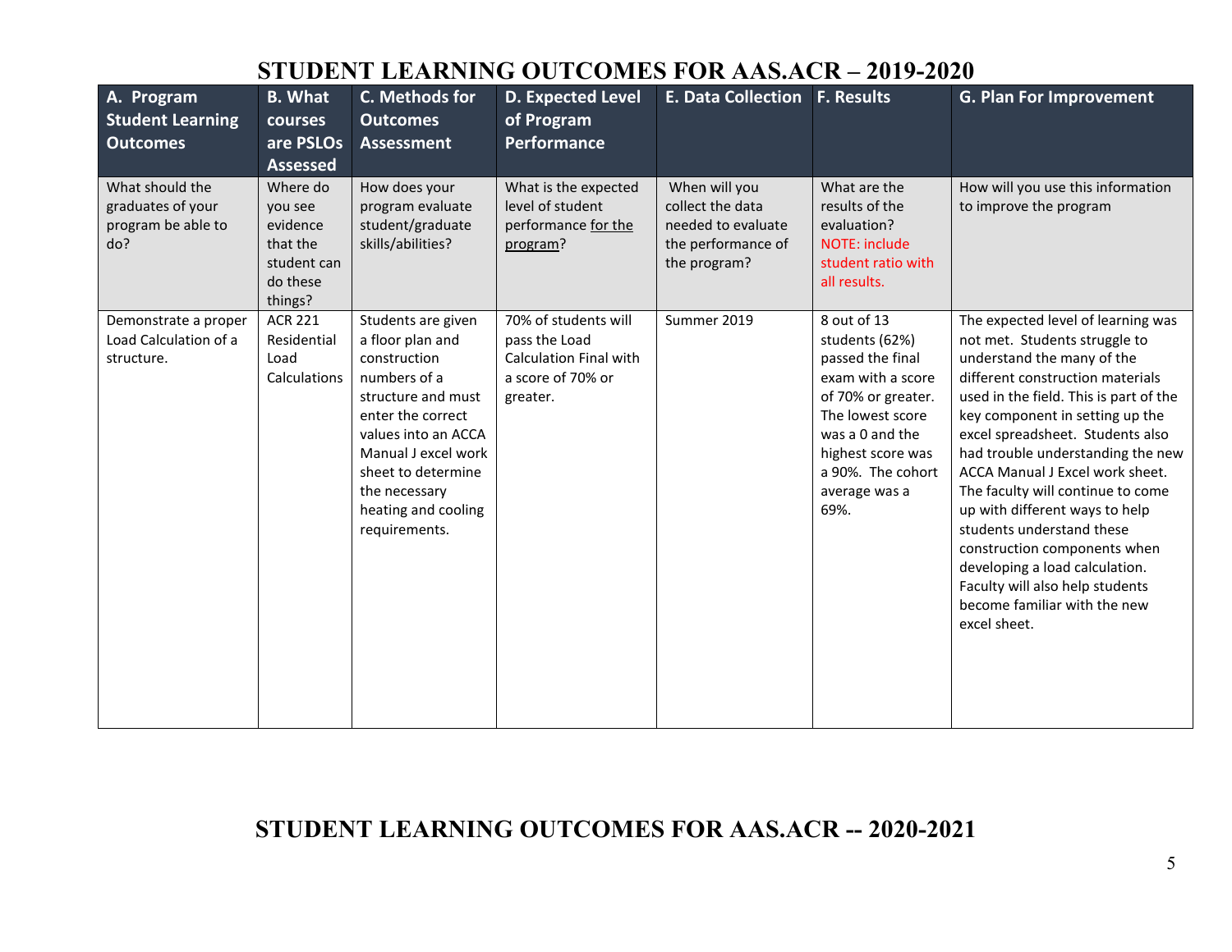# STUDENT LEARNING OUTCOMES FOR AAS.ACR – 2019-2020

| A. Program Student Learning Outcomes | B. What courses are PSLOs Assessed | C. Methods for Outcomes Assessment | D. Expected Level of Program Performance | E. Data Collection | F. Results | G. Plan For Improvement |
|---|---|---|---|---|---|---|
| What should the graduates of your program be able to do? | Where do you see evidence that the student can do these things? | How does your program evaluate student/graduate skills/abilities? | What is the expected level of student performance for the program? | When will you collect the data needed to evaluate the performance of the program? | What are the results of the evaluation? NOTE: include student ratio with all results. | How will you use this information to improve the program |
| Demonstrate a proper Load Calculation of a structure. | ACR 221 Residential Load Calculations | Students are given a floor plan and construction numbers of a structure and must enter the correct values into an ACCA Manual J excel work sheet to determine the necessary heating and cooling requirements. | 70% of students will pass the Load Calculation Final with a score of 70% or greater. | Summer 2019 | 8 out of 13 students (62%) passed the final exam with a score of 70% or greater. The lowest score was a 0 and the highest score was a 90%. The cohort average was a 69%. | The expected level of learning was not met. Students struggle to understand the many of the different construction materials used in the field. This is part of the key component in setting up the excel spreadsheet. Students also had trouble understanding the new ACCA Manual J Excel work sheet. The faculty will continue to come up with different ways to help students understand these construction components when developing a load calculation. Faculty will also help students become familiar with the new excel sheet. |

# STUDENT LEARNING OUTCOMES FOR AAS.ACR -- 2020-2021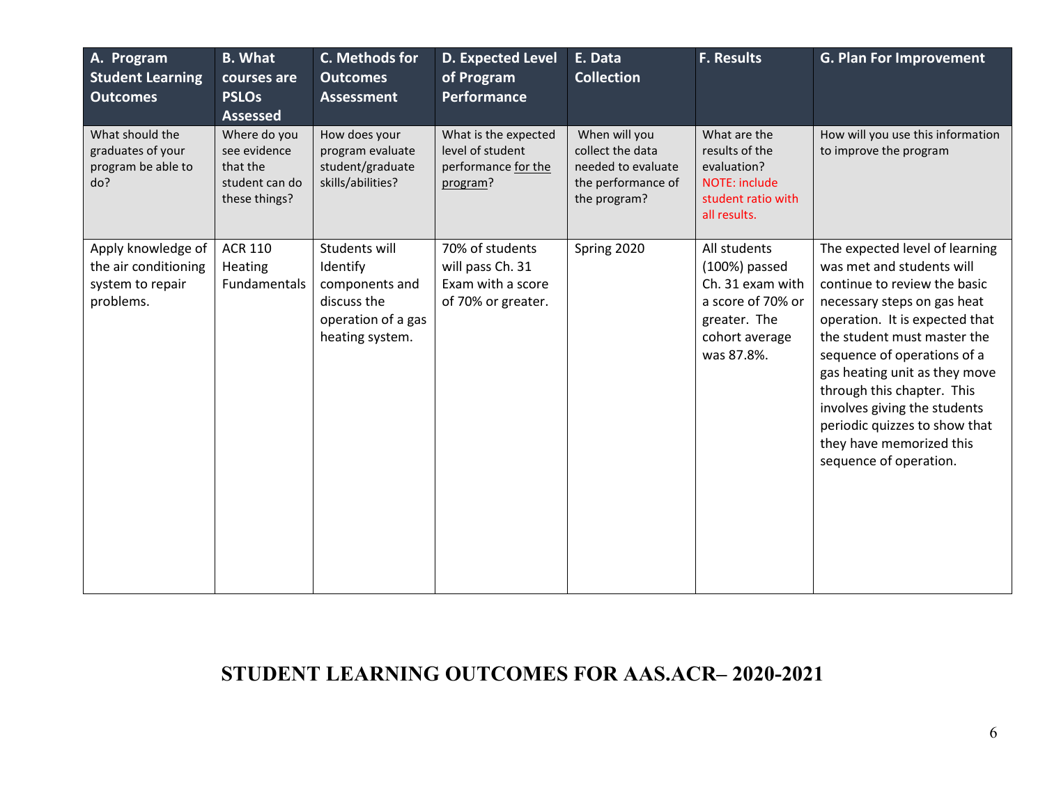| A. Program Student Learning Outcomes | B. What courses are PSLOs Assessed | C. Methods for Outcomes Assessment | D. Expected Level of Program Performance | E. Data Collection | F. Results | G. Plan For Improvement |
|---|---|---|---|---|---|---|
| What should the graduates of your program be able to do? | Where do you see evidence that the student can do these things? | How does your program evaluate student/graduate skills/abilities? | What is the expected level of student performance for the program? | When will you collect the data needed to evaluate the performance of the program? | What are the results of the evaluation? NOTE: include student ratio with all results. | How will you use this information to improve the program |
| Apply knowledge of the air conditioning system to repair problems. | ACR 110 Heating Fundamentals | Students will Identify components and discuss the operation of a gas heating system. | 70% of students will pass Ch. 31 Exam with a score of 70% or greater. | Spring 2020 | All students (100%) passed Ch. 31 exam with a score of 70% or greater. The cohort average was 87.8%. | The expected level of learning was met and students will continue to review the basic necessary steps on gas heat operation. It is expected that the student must master the sequence of operations of a gas heating unit as they move through this chapter. This involves giving the students periodic quizzes to show that they have memorized this sequence of operation. |

## STUDENT LEARNING OUTCOMES FOR AAS.ACR– 2020-2021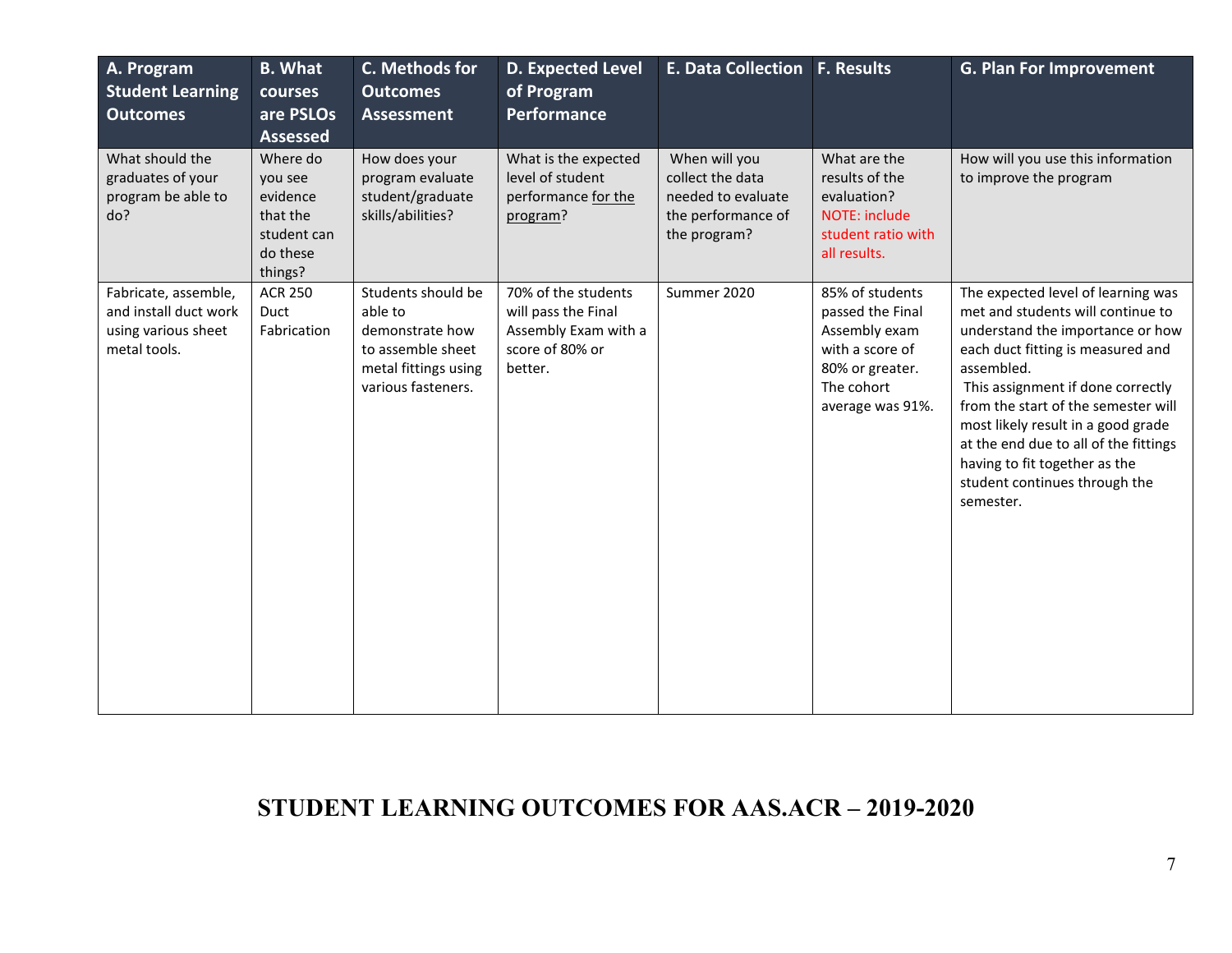| A. Program Student Learning Outcomes | B. What courses are PSLOs Assessed | C. Methods for Outcomes Assessment | D. Expected Level of Program Performance | E. Data Collection | F. Results | G. Plan For Improvement |
|---|---|---|---|---|---|---|
| What should the graduates of your program be able to do? | Where do you see evidence that the student can do these things? | How does your program evaluate student/graduate skills/abilities? | What is the expected level of student performance for the program? | When will you collect the data needed to evaluate the performance of the program? | What are the results of the evaluation? NOTE: include student ratio with all results. | How will you use this information to improve the program |
| Fabricate, assemble, and install duct work using various sheet metal tools. | ACR 250 Duct Fabrication | Students should be able to demonstrate how to assemble sheet metal fittings using various fasteners. | 70% of the students will pass the Final Assembly Exam with a score of 80% or better. | Summer 2020 | 85% of students passed the Final Assembly exam with a score of 80% or greater. The cohort average was 91%. | The expected level of learning was met and students will continue to understand the importance or how each duct fitting is measured and assembled. This assignment if done correctly from the start of the semester will most likely result in a good grade at the end due to all of the fittings having to fit together as the student continues through the semester. |

**STUDENT LEARNING OUTCOMES FOR AAS.ACR – 2019-2020**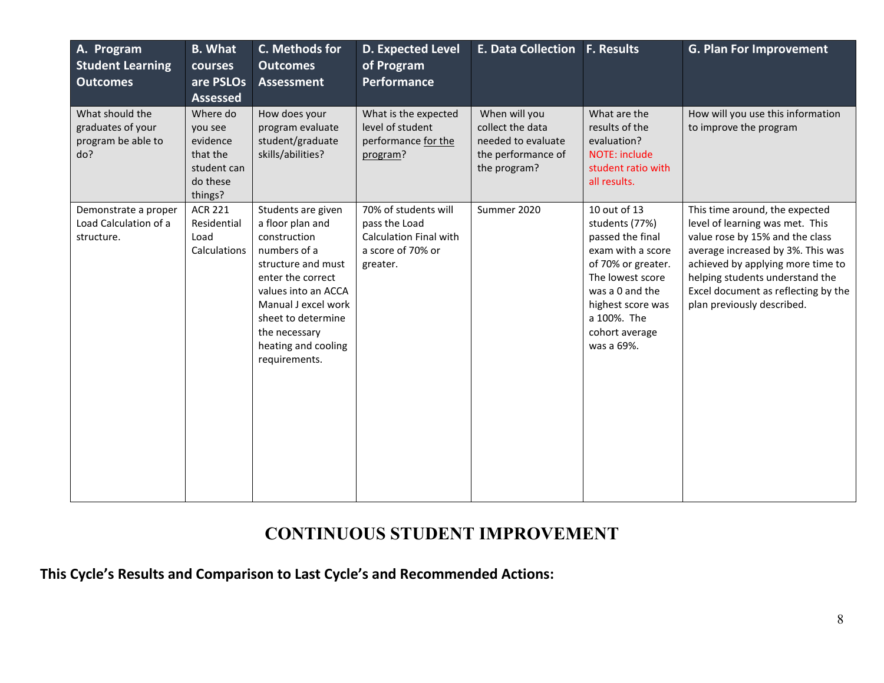| A. Program Student Learning Outcomes | B. What courses are PSLOs Assessed | C. Methods for Outcomes Assessment | D. Expected Level of Program Performance | E. Data Collection | F. Results | G. Plan For Improvement |
|---|---|---|---|---|---|---|
| What should the graduates of your program be able to do? | Where do you see evidence that the student can do these things? | How does your program evaluate student/graduate skills/abilities? | What is the expected level of student performance for the program? | When will you collect the data needed to evaluate the performance of the program? | What are the results of the evaluation? NOTE: include student ratio with all results. | How will you use this information to improve the program |
| Demonstrate a proper Load Calculation of a structure. | ACR 221 Residential Load Calculations | Students are given a floor plan and construction numbers of a structure and must enter the correct values into an ACCA Manual J excel work sheet to determine the necessary heating and cooling requirements. | 70% of students will pass the Load Calculation Final with a score of 70% or greater. | Summer 2020 | 10 out of 13 students (77%) passed the final exam with a score of 70% or greater. The lowest score was a 0 and the highest score was a 100%. The cohort average was a 69%. | This time around, the expected level of learning was met. This value rose by 15% and the class average increased by 3%. This was achieved by applying more time to helping students understand the Excel document as reflecting by the plan previously described. |

## CONTINUOUS STUDENT IMPROVEMENT

**This Cycle's Results and Comparison to Last Cycle's and Recommended Actions:**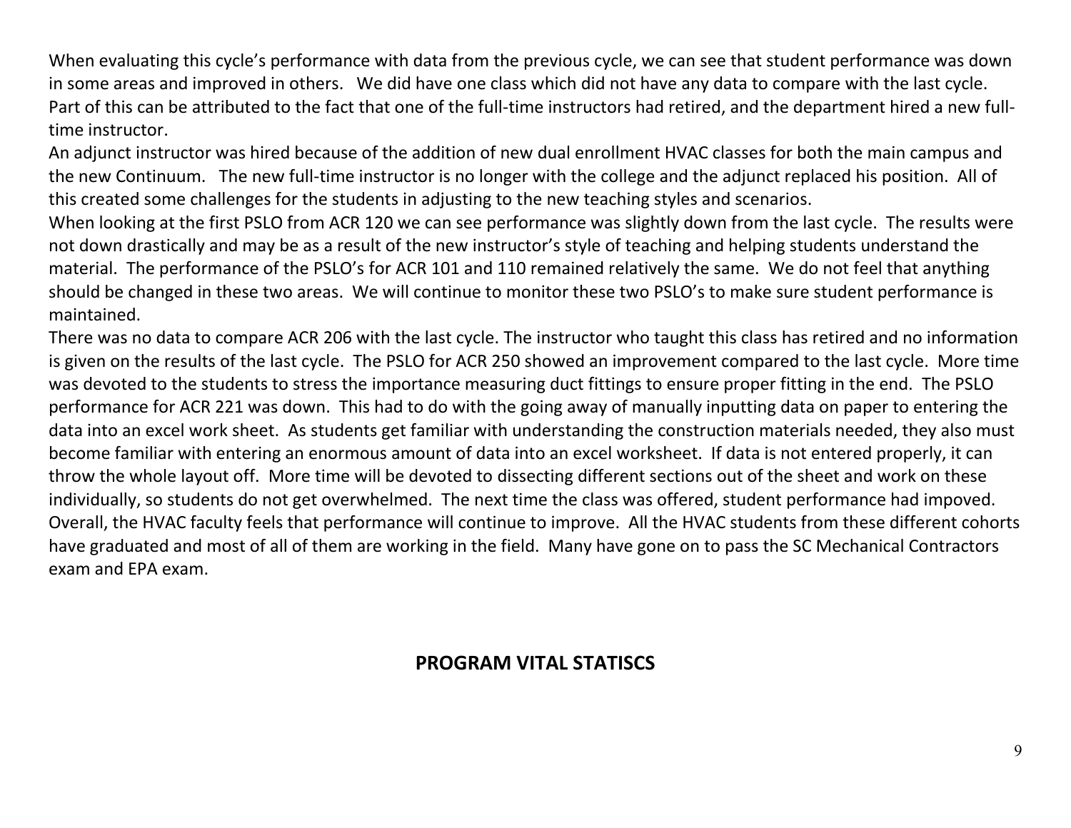When evaluating this cycle's performance with data from the previous cycle, we can see that student performance was down in some areas and improved in others. We did have one class which did not have any data to compare with the last cycle. Part of this can be attributed to the fact that one of the full-time instructors had retired, and the department hired a new full-time instructor.

An adjunct instructor was hired because of the addition of new dual enrollment HVAC classes for both the main campus and the new Continuum. The new full-time instructor is no longer with the college and the adjunct replaced his position. All of this created some challenges for the students in adjusting to the new teaching styles and scenarios.

When looking at the first PSLO from ACR 120 we can see performance was slightly down from the last cycle. The results were not down drastically and may be as a result of the new instructor's style of teaching and helping students understand the material. The performance of the PSLO's for ACR 101 and 110 remained relatively the same. We do not feel that anything should be changed in these two areas. We will continue to monitor these two PSLO's to make sure student performance is maintained.

There was no data to compare ACR 206 with the last cycle. The instructor who taught this class has retired and no information is given on the results of the last cycle. The PSLO for ACR 250 showed an improvement compared to the last cycle. More time was devoted to the students to stress the importance measuring duct fittings to ensure proper fitting in the end. The PSLO performance for ACR 221 was down. This had to do with the going away of manually inputting data on paper to entering the data into an excel work sheet. As students get familiar with understanding the construction materials needed, they also must become familiar with entering an enormous amount of data into an excel worksheet. If data is not entered properly, it can throw the whole layout off. More time will be devoted to dissecting different sections out of the sheet and work on these individually, so students do not get overwhelmed. The next time the class was offered, student performance had impoved. Overall, the HVAC faculty feels that performance will continue to improve. All the HVAC students from these different cohorts have graduated and most of all of them are working in the field. Many have gone on to pass the SC Mechanical Contractors exam and EPA exam.

## PROGRAM VITAL STATISCS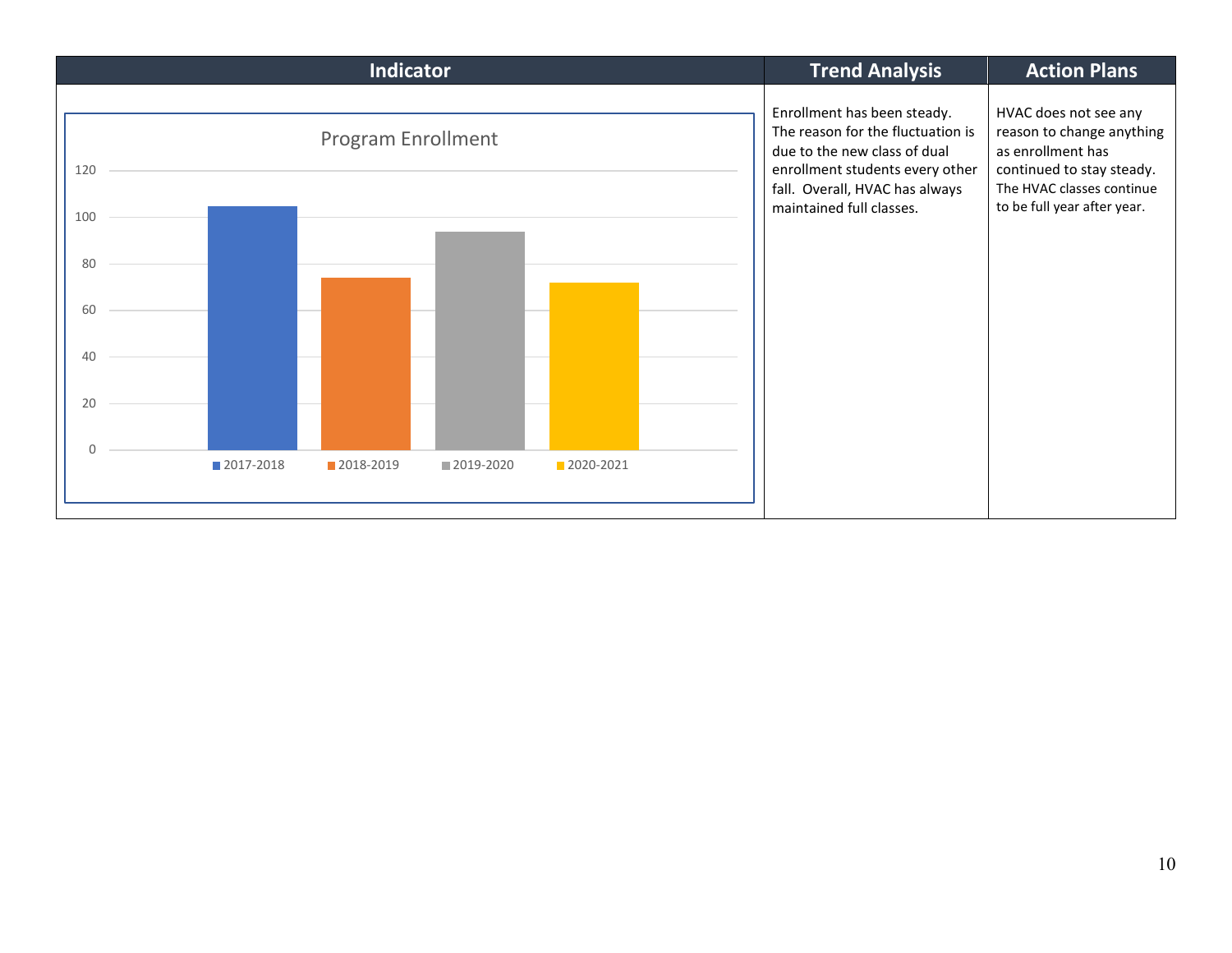| Indicator | Trend Analysis | Action Plans |
| --- | --- | --- |
| Program Enrollment (chart: 2017-2018, 2018-2019, 2019-2020, 2020-2021) | Enrollment has been steady. The reason for the fluctuation is due to the new class of dual enrollment students every other fall. Overall, HVAC has always maintained full classes. | HVAC does not see any reason to change anything as enrollment has continued to stay steady. The HVAC classes continue to be full year after year. |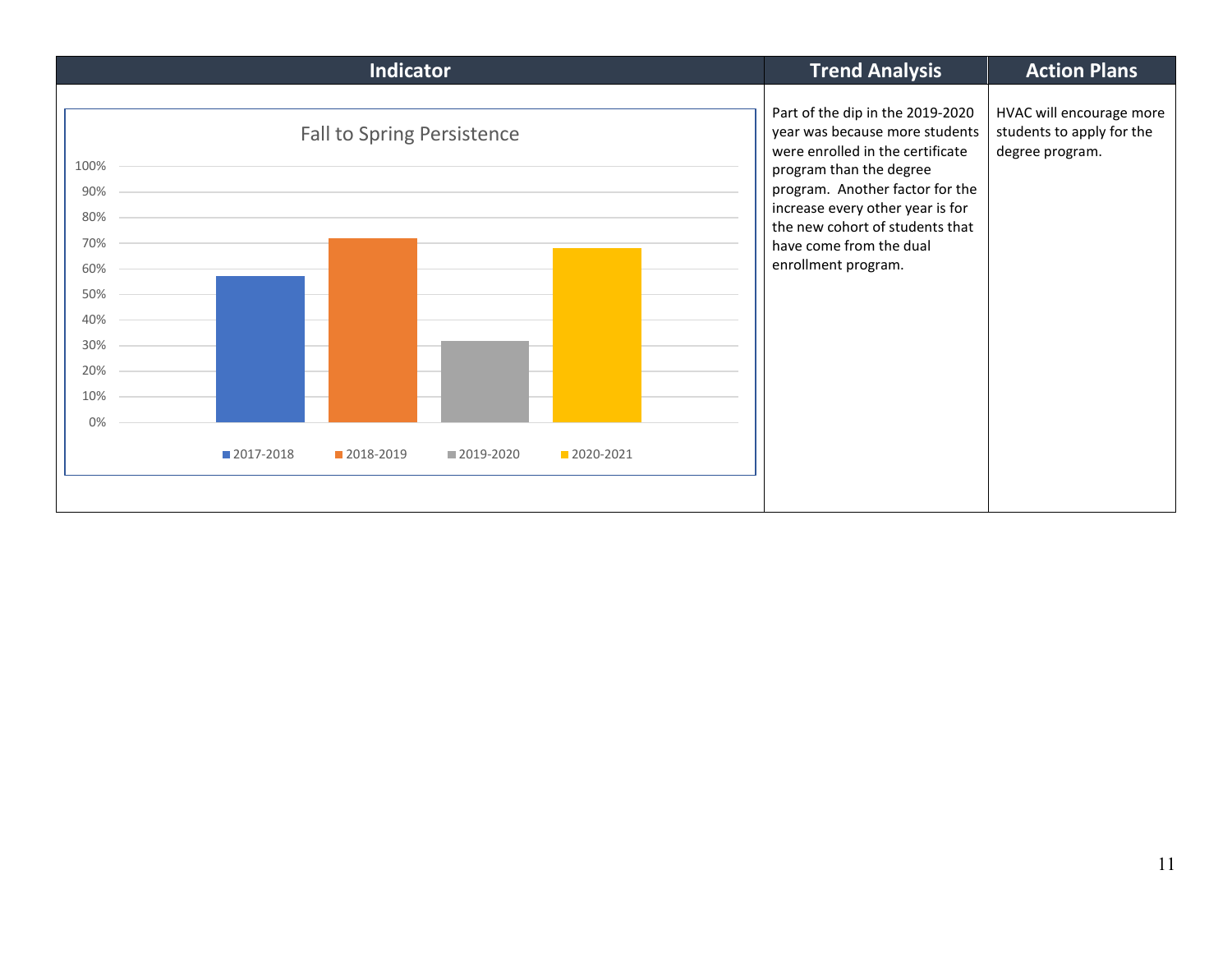| Indicator | Trend Analysis | Action Plans |
| --- | --- | --- |
| Fall to Spring Persistence | Part of the dip in the 2019-2020 year was because more students were enrolled in the certificate program than the degree program. Another factor for the increase every other year is for the new cohort of students that have come from the dual enrollment program. | HVAC will encourage more students to apply for the degree program. |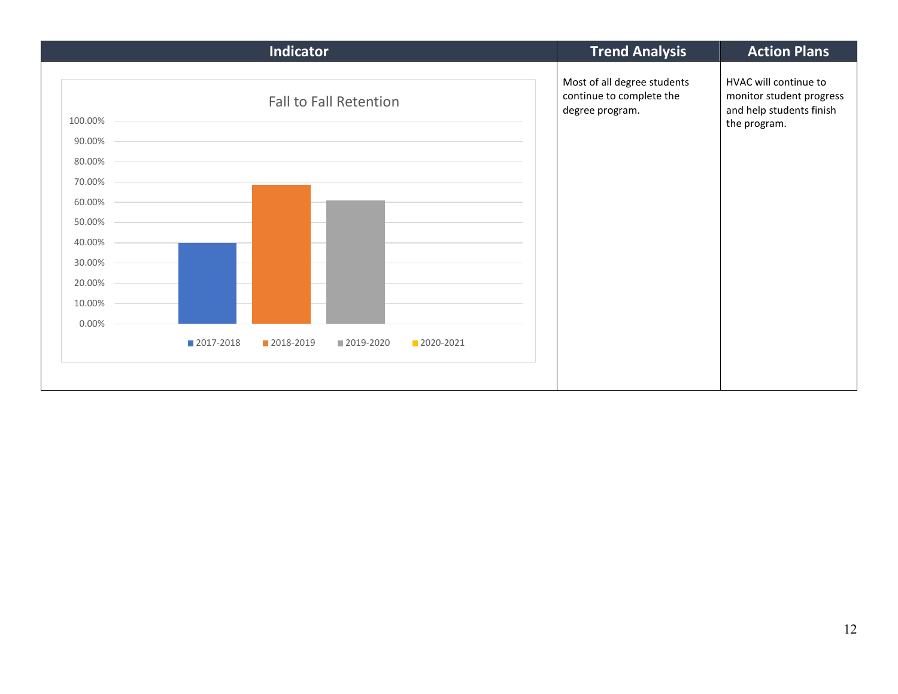| Indicator | Trend Analysis | Action Plans |
| --- | --- | --- |
| Fall to Fall Retention (chart: 2017-2018, 2018-2019, 2019-2020, 2020-2021) | Most of all degree students continue to complete the degree program. | HVAC will continue to monitor student progress and help students finish the program. |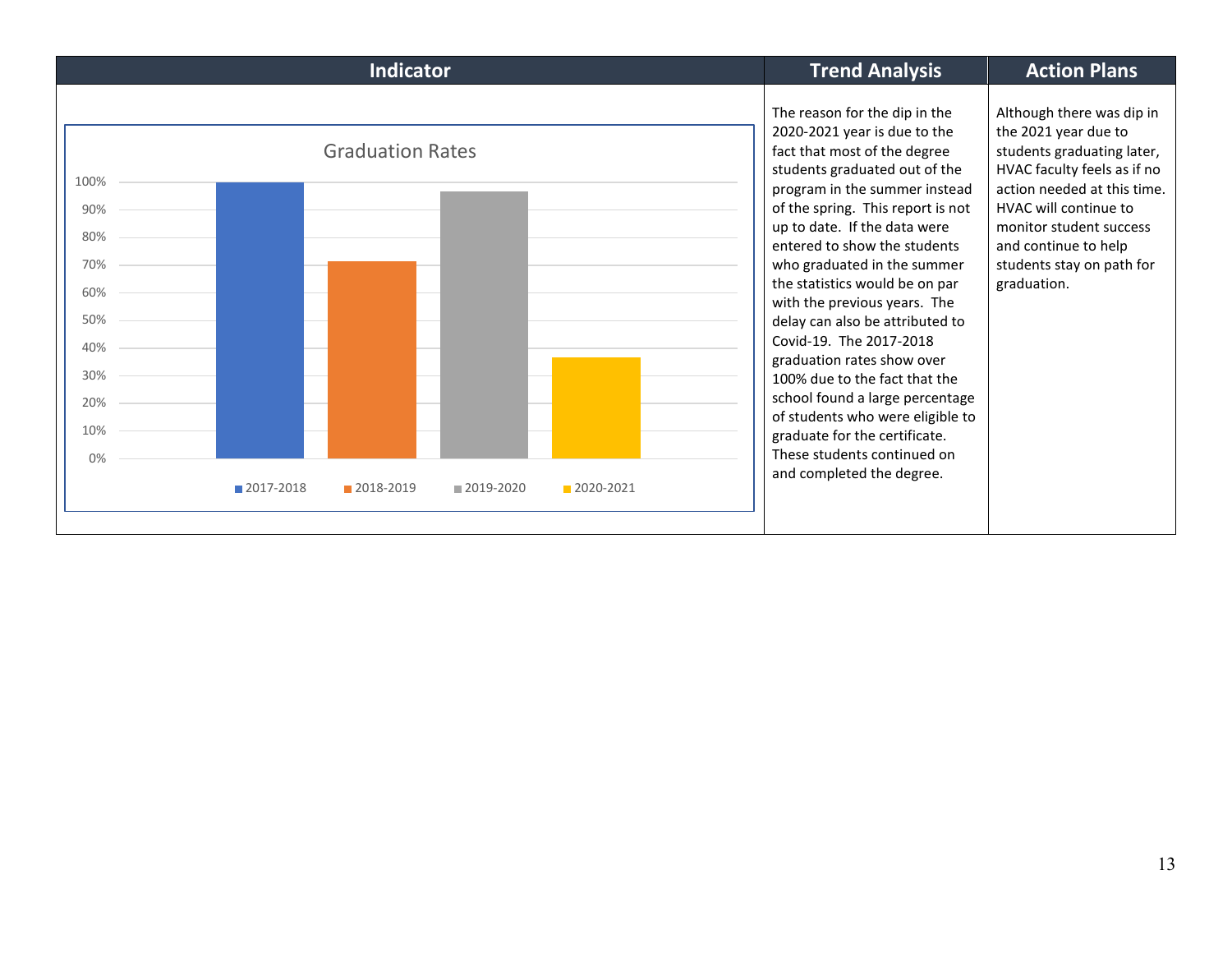| Indicator | Trend Analysis | Action Plans |
|---|---|---|
| Graduation Rates<br><br>100%<br>90%<br>80%<br>70%<br>60%<br>50%<br>40%<br>30%<br>20%<br>10%<br>0%<br><br>2017-2018 2018-2019 2019-2020 2020-2021 | The reason for the dip in the 2020-2021 year is due to the fact that most of the degree students graduated out of the program in the summer instead of the spring. This report is not up to date. If the data were entered to show the students who graduated in the summer the statistics would be on par with the previous years. The delay can also be attributed to Covid-19. The 2017-2018 graduation rates show over 100% due to the fact that the school found a large percentage of students who were eligible to graduate for the certificate. These students continued on and completed the degree. | Although there was dip in the 2021 year due to students graduating later, HVAC faculty feels as if no action needed at this time. HVAC will continue to monitor student success and continue to help students stay on path for graduation. |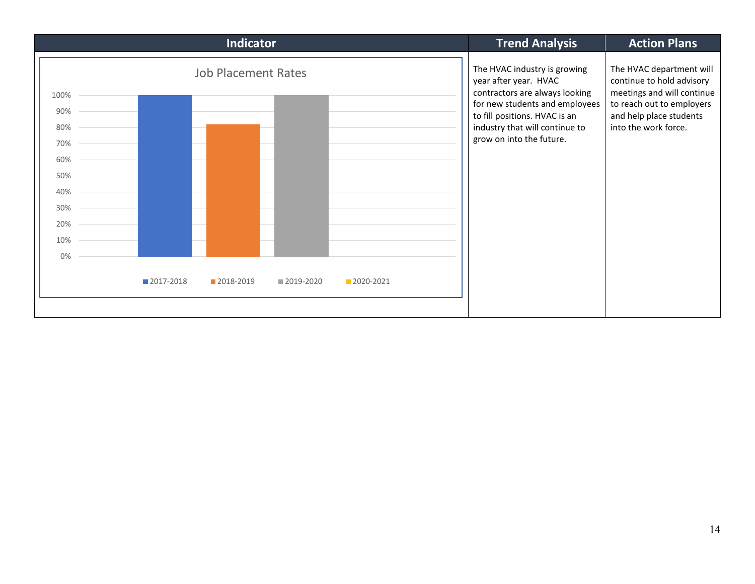| Indicator | Trend Analysis | Action Plans |
|---|---|---|
| Job Placement Rates<br>100%<br>90%<br>80%<br>70%<br>60%<br>50%<br>40%<br>30%<br>20%<br>10%<br>0%<br>2017-2018 2018-2019 2019-2020 2020-2021 | The HVAC industry is growing year after year. HVAC contractors are always looking for new students and employees to fill positions. HVAC is an industry that will continue to grow on into the future. | The HVAC department will continue to hold advisory meetings and will continue to reach out to employers and help place students into the work force. |